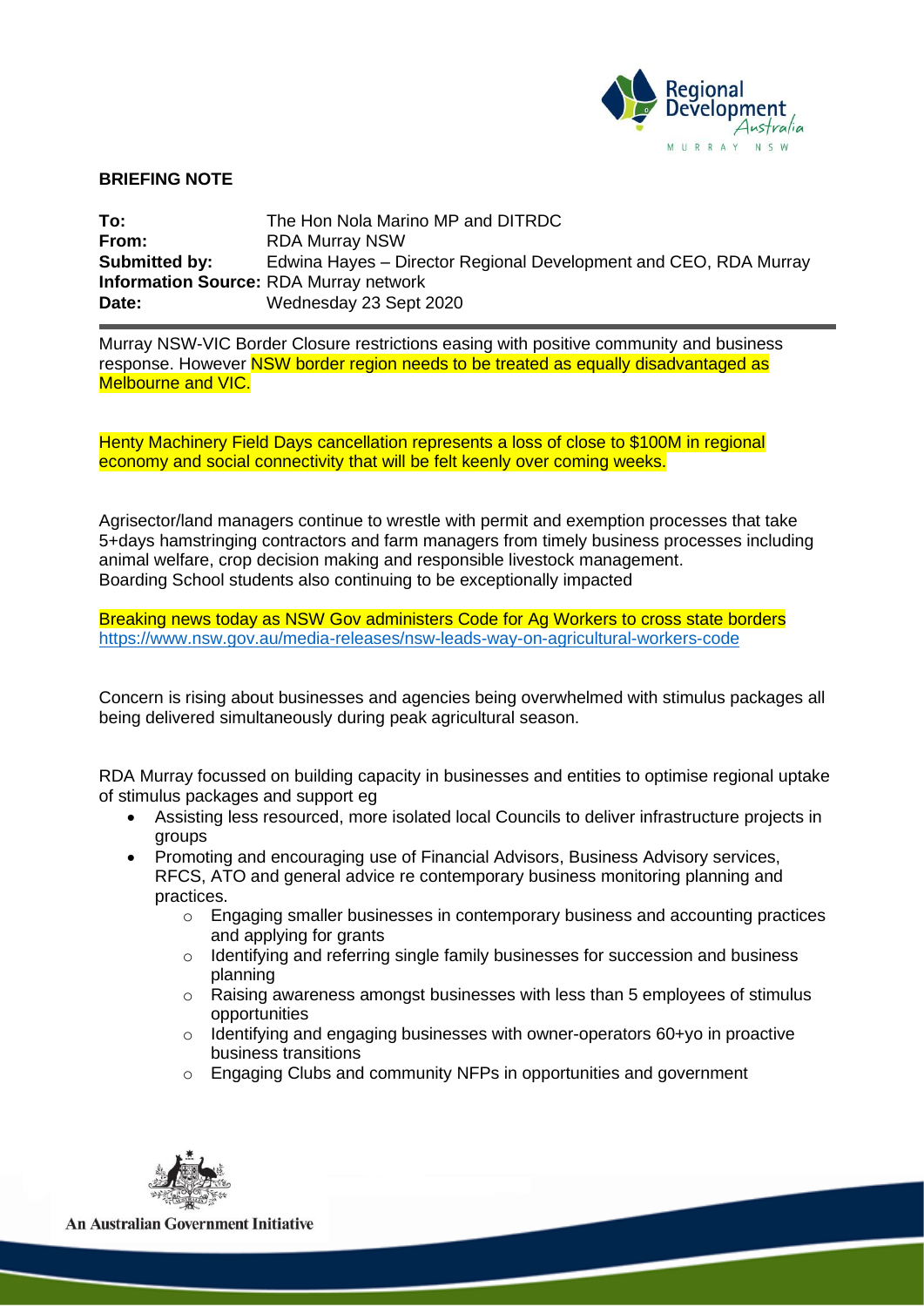**BRIEFING NOTE**

**To:** The Hon Nola Marino MP and DITRDC
**From:** RDA Murray NSW
**Submitted by:** Edwina Hayes – Director Regional Development and CEO, RDA Murray
**Information Source:** RDA Murray network
**Date:** Wednesday 23 Sept 2020

---

Murray NSW-VIC Border Closure restrictions easing with positive community and business response. However NSW border region needs to be treated as equally disadvantaged as Melbourne and VIC.

Henty Machinery Field Days cancellation represents a loss of close to $100M in regional economy and social connectivity that will be felt keenly over coming weeks.

Agrisector/land managers continue to wrestle with permit and exemption processes that take 5+days hamstringing contractors and farm managers from timely business processes including animal welfare, crop decision making and responsible livestock management.
Boarding School students also continuing to be exceptionally impacted

Breaking news today as NSW Gov administers Code for Ag Workers to cross state borders
https://www.nsw.gov.au/media-releases/nsw-leads-way-on-agricultural-workers-code

Concern is rising about businesses and agencies being overwhelmed with stimulus packages all being delivered simultaneously during peak agricultural season.

RDA Murray focussed on building capacity in businesses and entities to optimise regional uptake of stimulus packages and support eg

- Assisting less resourced, more isolated local Councils to deliver infrastructure projects in groups
- Promoting and encouraging use of Financial Advisors, Business Advisory services, RFCS, ATO and general advice re contemporary business monitoring planning and practices.
  - Engaging smaller businesses in contemporary business and accounting practices and applying for grants
  - Identifying and referring single family businesses for succession and business planning
  - Raising awareness amongst businesses with less than 5 employees of stimulus opportunities
  - Identifying and engaging businesses with owner-operators 60+yo in proactive business transitions
  - Engaging Clubs and community NFPs in opportunities and government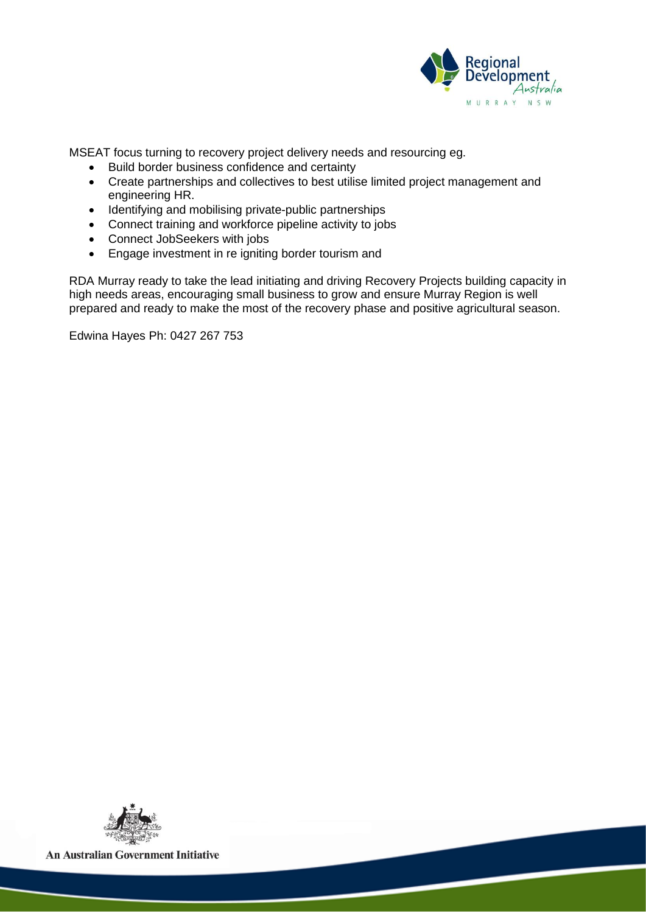MSEAT focus turning to recovery project delivery needs and resourcing eg.

- Build border business confidence and certainty
- Create partnerships and collectives to best utilise limited project management and engineering HR.
- Identifying and mobilising private-public partnerships
- Connect training and workforce pipeline activity to jobs
- Connect JobSeekers with jobs
- Engage investment in re igniting border tourism and

RDA Murray ready to take the lead initiating and driving Recovery Projects building capacity in high needs areas, encouraging small business to grow and ensure Murray Region is well prepared and ready to make the most of the recovery phase and positive agricultural season.

Edwina Hayes Ph: 0427 267 753